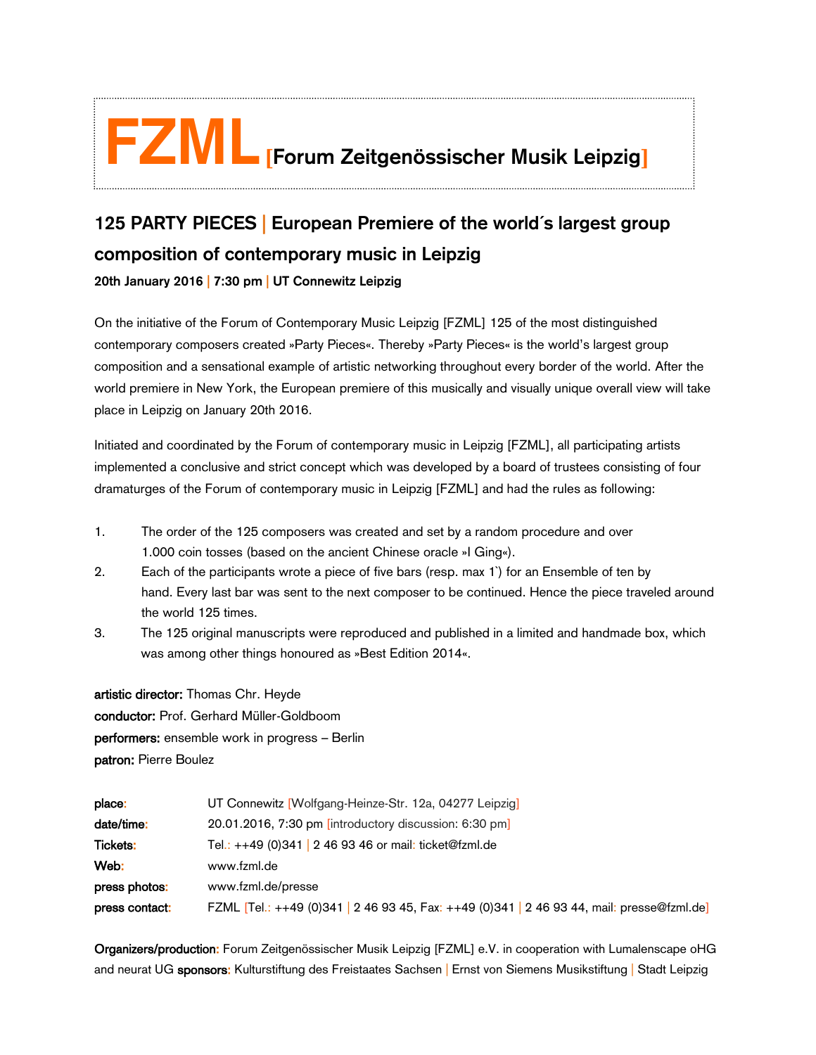# FZML [Forum Zeitgenössischer Musik Leipzig]

## 125 PARTY PIECES | European Premiere of the world´s largest group composition of contemporary music in Leipzig

**20th January 2016 | 7:30 pm | UT Connewitz Leipzig**

On the initiative of the Forum of Contemporary Music Leipzig [FZML] 125 of the most distinguished contemporary composers created »Party Pieces«. Thereby »Party Pieces« is the world's largest group composition and a sensational example of artistic networking throughout every border of the world. After the world premiere in New York, the European premiere of this musically and visually unique overall view will take place in Leipzig on January 20th 2016.

Initiated and coordinated by the Forum of contemporary music in Leipzig [FZML], all participating artists implemented a conclusive and strict concept which was developed by a board of trustees consisting of four dramaturges of the Forum of contemporary music in Leipzig [FZML] and had the rules as following:

1. The order of the 125 composers was created and set by a random procedure and over 1.000 coin tosses (based on the ancient Chinese oracle »I Ging«).
2. Each of the participants wrote a piece of five bars (resp. max 1`) for an Ensemble of ten by hand. Every last bar was sent to the next composer to be continued. Hence the piece traveled around the world 125 times.
3. The 125 original manuscripts were reproduced and published in a limited and handmade box, which was among other things honoured as »Best Edition 2014«.

**artistic director:** Thomas Chr. Heyde
**conductor:** Prof. Gerhard Müller-Goldboom
**performers:** ensemble work in progress – Berlin
**patron:** Pierre Boulez

| | |
|---|---|
| **place:** | UT Connewitz [Wolfgang-Heinze-Str. 12a, 04277 Leipzig] |
| **date/time:** | 20.01.2016, 7:30 pm [introductory discussion: 6:30 pm] |
| **Tickets:** | Tel.: ++49 (0)341 \| 2 46 93 46 or mail: ticket@fzml.de |
| **Web:** | www.fzml.de |
| **press photos:** | www.fzml.de/presse |
| **press contact:** | FZML [Tel.: ++49 (0)341 \| 2 46 93 45, Fax: ++49 (0)341 \| 2 46 93 44, mail: presse@fzml.de] |

**Organizers/production:** Forum Zeitgenössischer Musik Leipzig [FZML] e.V. in cooperation with Lumalenscape oHG and neurat UG **sponsors:** Kulturstiftung des Freistaates Sachsen | Ernst von Siemens Musikstiftung | Stadt Leipzig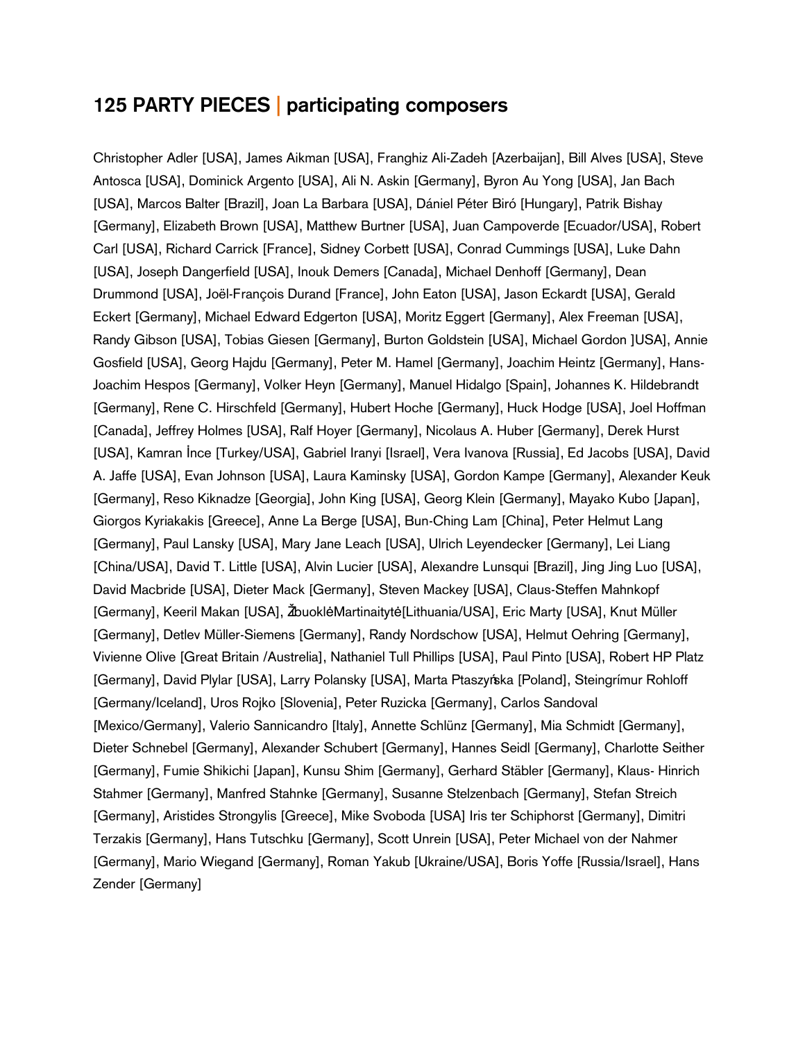## 125 PARTY PIECES | participating composers

Christopher Adler [USA], James Aikman [USA], Franghiz Ali-Zadeh [Azerbaijan], Bill Alves [USA], Steve Antosca [USA], Dominick Argento [USA], Ali N. Askin [Germany], Byron Au Yong [USA], Jan Bach [USA], Marcos Balter [Brazil], Joan La Barbara [USA], Dániel Péter Biró [Hungary], Patrik Bishay [Germany], Elizabeth Brown [USA], Matthew Burtner [USA], Juan Campoverde [Ecuador/USA], Robert Carl [USA], Richard Carrick [France], Sidney Corbett [USA], Conrad Cummings [USA], Luke Dahn [USA], Joseph Dangerfield [USA], Inouk Demers [Canada], Michael Denhoff [Germany], Dean Drummond [USA], Joël-François Durand [France], John Eaton [USA], Jason Eckardt [USA], Gerald Eckert [Germany], Michael Edward Edgerton [USA], Moritz Eggert [Germany], Alex Freeman [USA], Randy Gibson [USA], Tobias Giesen [Germany], Burton Goldstein [USA], Michael Gordon ]USA], Annie Gosfield [USA], Georg Hajdu [Germany], Peter M. Hamel [Germany], Joachim Heintz [Germany], Hans-Joachim Hespos [Germany], Volker Heyn [Germany], Manuel Hidalgo [Spain], Johannes K. Hildebrandt [Germany], Rene C. Hirschfeld [Germany], Hubert Hoche [Germany], Huck Hodge [USA], Joel Hoffman [Canada], Jeffrey Holmes [USA], Ralf Hoyer [Germany], Nicolaus A. Huber [Germany], Derek Hurst [USA], Kamran İnce [Turkey/USA], Gabriel Iranyi [Israel], Vera Ivanova [Russia], Ed Jacobs [USA], David A. Jaffe [USA], Evan Johnson [USA], Laura Kaminsky [USA], Gordon Kampe [Germany], Alexander Keuk [Germany], Reso Kiknadze [Georgia], John King [USA], Georg Klein [Germany], Mayako Kubo [Japan], Giorgos Kyriakakis [Greece], Anne La Berge [USA], Bun-Ching Lam [China], Peter Helmut Lang [Germany], Paul Lansky [USA], Mary Jane Leach [USA], Ulrich Leyendecker [Germany], Lei Liang [China/USA], David T. Little [USA], Alvin Lucier [USA], Alexandre Lunsqui [Brazil], Jing Jing Luo [USA], David Macbride [USA], Dieter Mack [Germany], Steven Mackey [USA], Claus-Steffen Mahnkopf [Germany], Keeril Makan [USA], Žibuoklė Martinaitytė [Lithuania/USA], Eric Marty [USA], Knut Müller [Germany], Detlev Müller-Siemens [Germany], Randy Nordschow [USA], Helmut Oehring [Germany], Vivienne Olive [Great Britain /Austrelia], Nathaniel Tull Phillips [USA], Paul Pinto [USA], Robert HP Platz [Germany], David Plylar [USA], Larry Polansky [USA], Marta Ptaszyńska [Poland], Steingrímur Rohloff [Germany/Iceland], Uros Rojko [Slovenia], Peter Ruzicka [Germany], Carlos Sandoval [Mexico/Germany], Valerio Sannicandro [Italy], Annette Schlünz [Germany], Mia Schmidt [Germany], Dieter Schnebel [Germany], Alexander Schubert [Germany], Hannes Seidl [Germany], Charlotte Seither [Germany], Fumie Shikichi [Japan], Kunsu Shim [Germany], Gerhard Stäbler [Germany], Klaus- Hinrich Stahmer [Germany], Manfred Stahnke [Germany], Susanne Stelzenbach [Germany], Stefan Streich [Germany], Aristides Strongylis [Greece], Mike Svoboda [USA] Iris ter Schiphorst [Germany], Dimitri Terzakis [Germany], Hans Tutschku [Germany], Scott Unrein [USA], Peter Michael von der Nahmer [Germany], Mario Wiegand [Germany], Roman Yakub [Ukraine/USA], Boris Yoffe [Russia/Israel], Hans Zender [Germany]